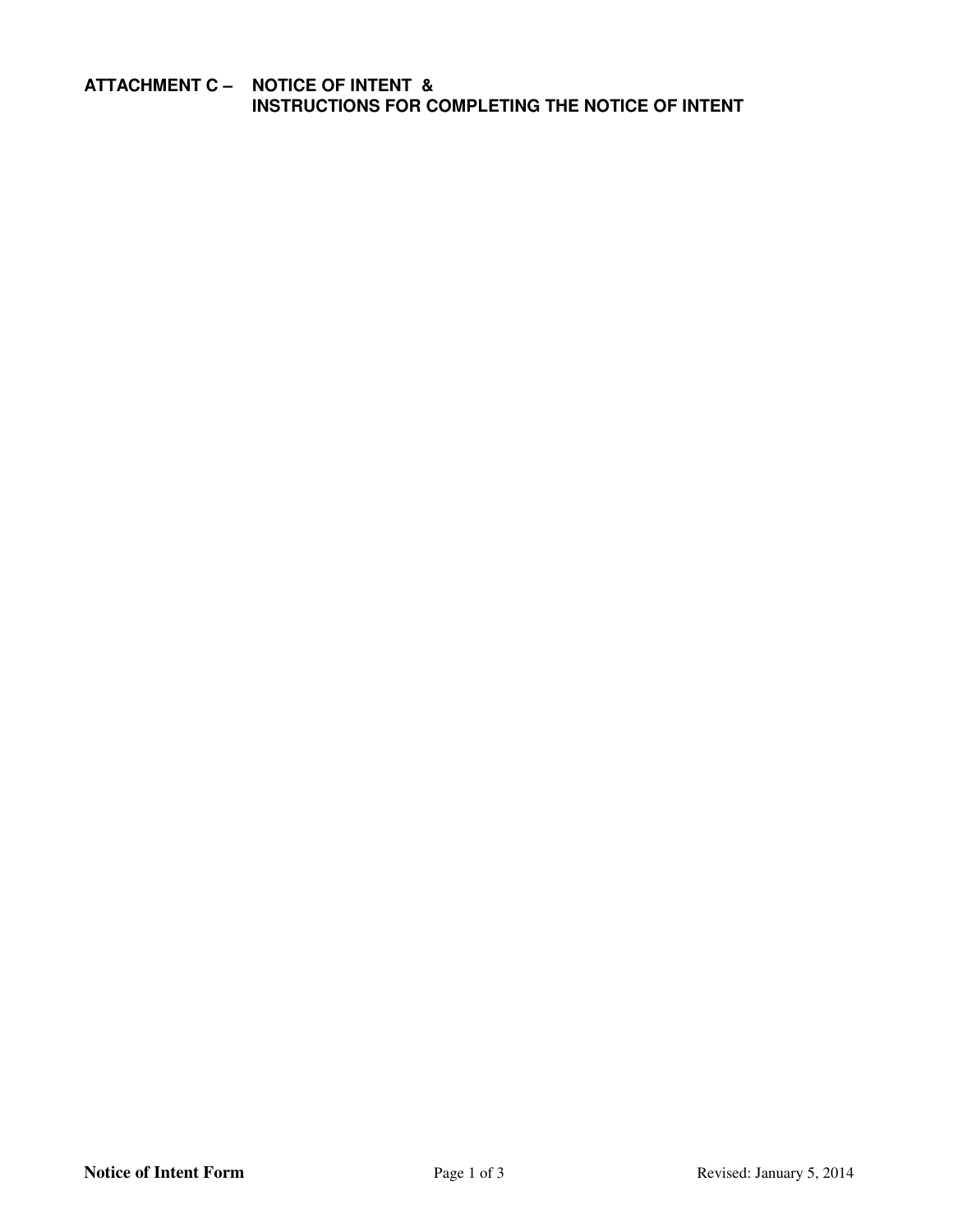# ATTACHMENT C – NOTICE OF INTENT & INSTRUCTIONS FOR COMPLETING THE NOTICE OF INTENT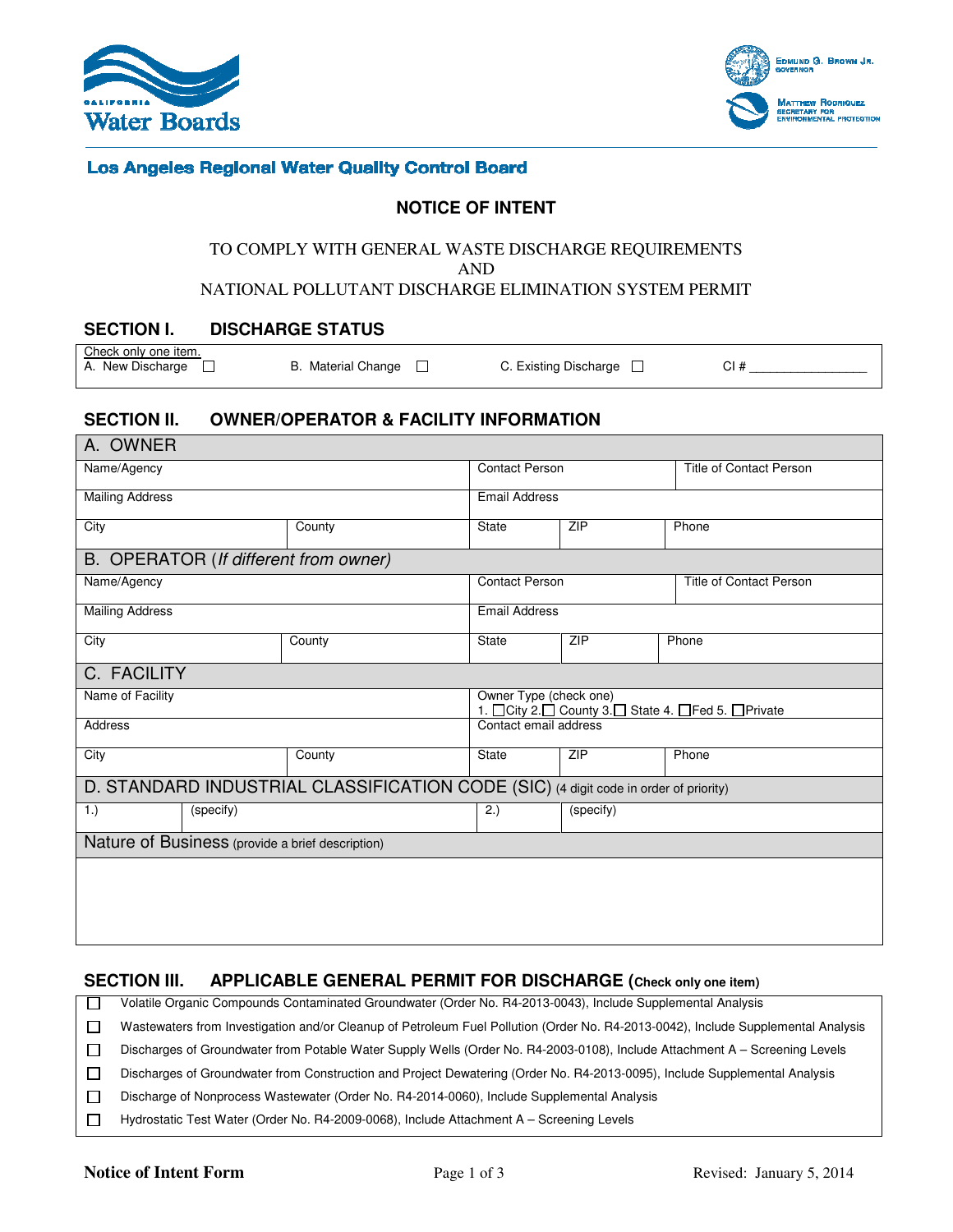California Water Boards

EDMUND G. BROWN JR.
GOVERNOR

MATTHEW RODRIQUEZ
SECRETARY FOR
ENVIRONMENTAL PROTECTION

**Los Angeles Regional Water Quality Control Board**

# NOTICE OF INTENT

TO COMPLY WITH GENERAL WASTE DISCHARGE REQUIREMENTS
AND
NATIONAL POLLUTANT DISCHARGE ELIMINATION SYSTEM PERMIT

## SECTION I. DISCHARGE STATUS

Check only one item.

A. New Discharge ☐ B. Material Change ☐ C. Existing Discharge ☐ CI # ________________

## SECTION II. OWNER/OPERATOR & FACILITY INFORMATION

| A. OWNER | | | | | |
|---|---|---|---|---|---|
| Name/Agency | | Contact Person | | Title of Contact Person | |
| Mailing Address | | Email Address | | | |
| City | County | State | ZIP | Phone | |
| **B. OPERATOR** (*If different from owner*) | | | | | |
| Name/Agency | | Contact Person | | Title of Contact Person | |
| Mailing Address | | Email Address | | | |
| City | County | State | ZIP | Phone | |
| **C. FACILITY** | | | | | |
| Name of Facility | | Owner Type (check one) 1. ☐City 2.☐ County 3.☐ State 4. ☐Fed 5. ☐Private | | | |
| Address | | Contact email address | | | |
| City | County | State | ZIP | Phone | |
| **D. STANDARD INDUSTRIAL CLASSIFICATION CODE (SIC)** (4 digit code in order of priority) | | | | | |
| 1.) | (specify) | 2.) | (specify) | | |
| **Nature of Business** (provide a brief description) | | | | | |
| | | | | | |

## SECTION III. APPLICABLE GENERAL PERMIT FOR DISCHARGE (Check only one item)

- ☐ Volatile Organic Compounds Contaminated Groundwater (Order No. R4-2013-0043), Include Supplemental Analysis
- ☐ Wastewaters from Investigation and/or Cleanup of Petroleum Fuel Pollution (Order No. R4-2013-0042), Include Supplemental Analysis
- ☐ Discharges of Groundwater from Potable Water Supply Wells (Order No. R4-2003-0108), Include Attachment A – Screening Levels
- ☐ Discharges of Groundwater from Construction and Project Dewatering (Order No. R4-2013-0095), Include Supplemental Analysis
- ☐ Discharge of Nonprocess Wastewater (Order No. R4-2014-0060), Include Supplemental Analysis
- ☐ Hydrostatic Test Water (Order No. R4-2009-0068), Include Attachment A – Screening Levels

**Notice of Intent Form** Revised: January 5, 2014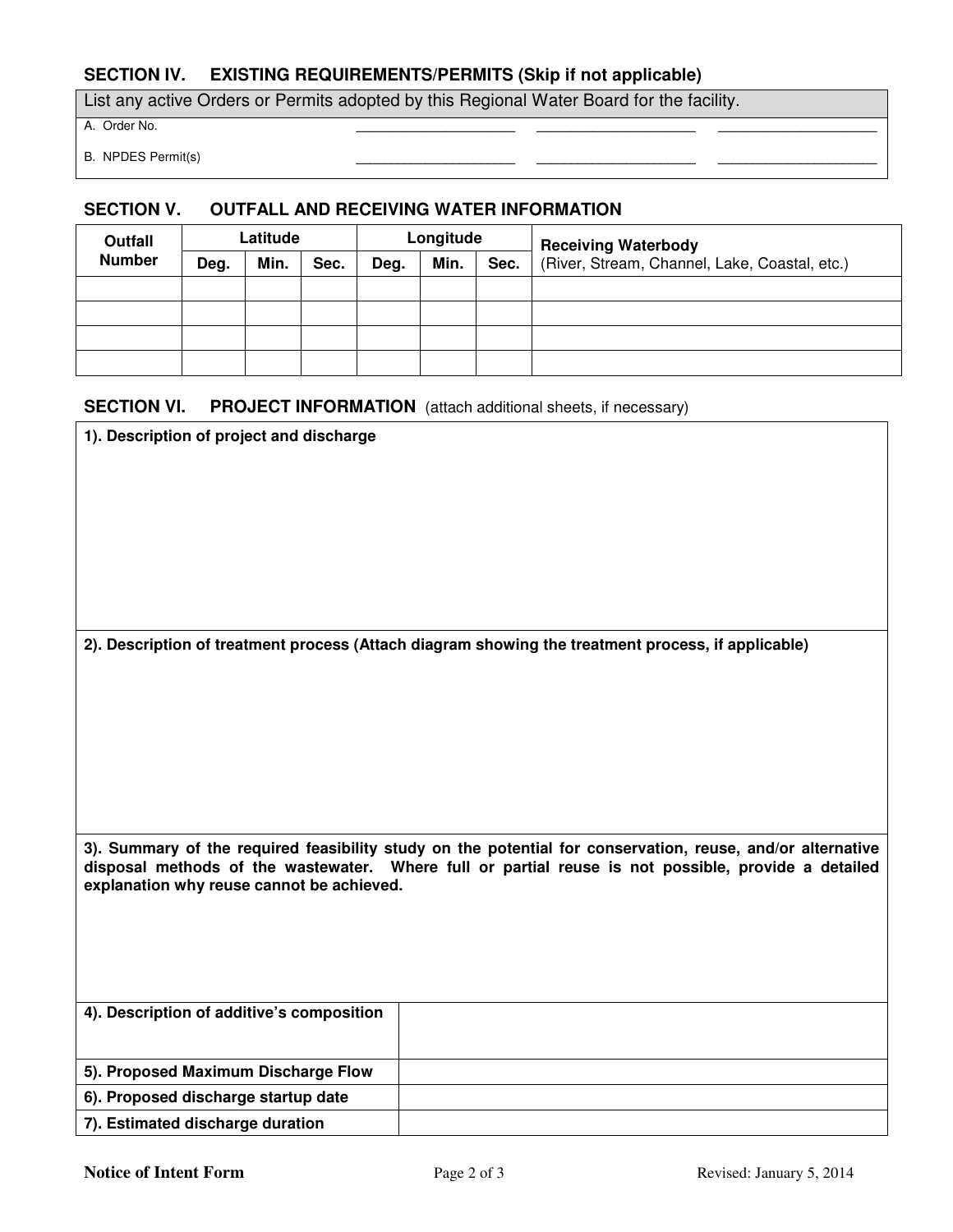## SECTION IV. EXISTING REQUIREMENTS/PERMITS (Skip if not applicable)

| List any active Orders or Permits adopted by this Regional Water Board for the facility. | | | |
|---|---|---|---|
| A. Order No. | ____________________ | ____________________ | ____________________ |
| B. NPDES Permit(s) | ____________________ | ____________________ | ____________________ |

## SECTION V. OUTFALL AND RECEIVING WATER INFORMATION

| Outfall Number | Latitude | | | Longitude | | | Receiving Waterbody (River, Stream, Channel, Lake, Coastal, etc.) |
|---|---|---|---|---|---|---|---|
| | Deg. | Min. | Sec. | Deg. | Min. | Sec. | |
| | | | | | | | |
| | | | | | | | |
| | | | | | | | |
| | | | | | | | |

## SECTION VI. PROJECT INFORMATION (attach additional sheets, if necessary)

**1). Description of project and discharge**

**2). Description of treatment process (Attach diagram showing the treatment process, if applicable)**

**3). Summary of the required feasibility study on the potential for conservation, reuse, and/or alternative disposal methods of the wastewater. Where full or partial reuse is not possible, provide a detailed explanation why reuse cannot be achieved.**

| | |
|---|---|
| **4). Description of additive's composition** | |
| **5). Proposed Maximum Discharge Flow** | |
| **6). Proposed discharge startup date** | |
| **7). Estimated discharge duration** | |

**Notice of Intent Form** Revised: January 5, 2014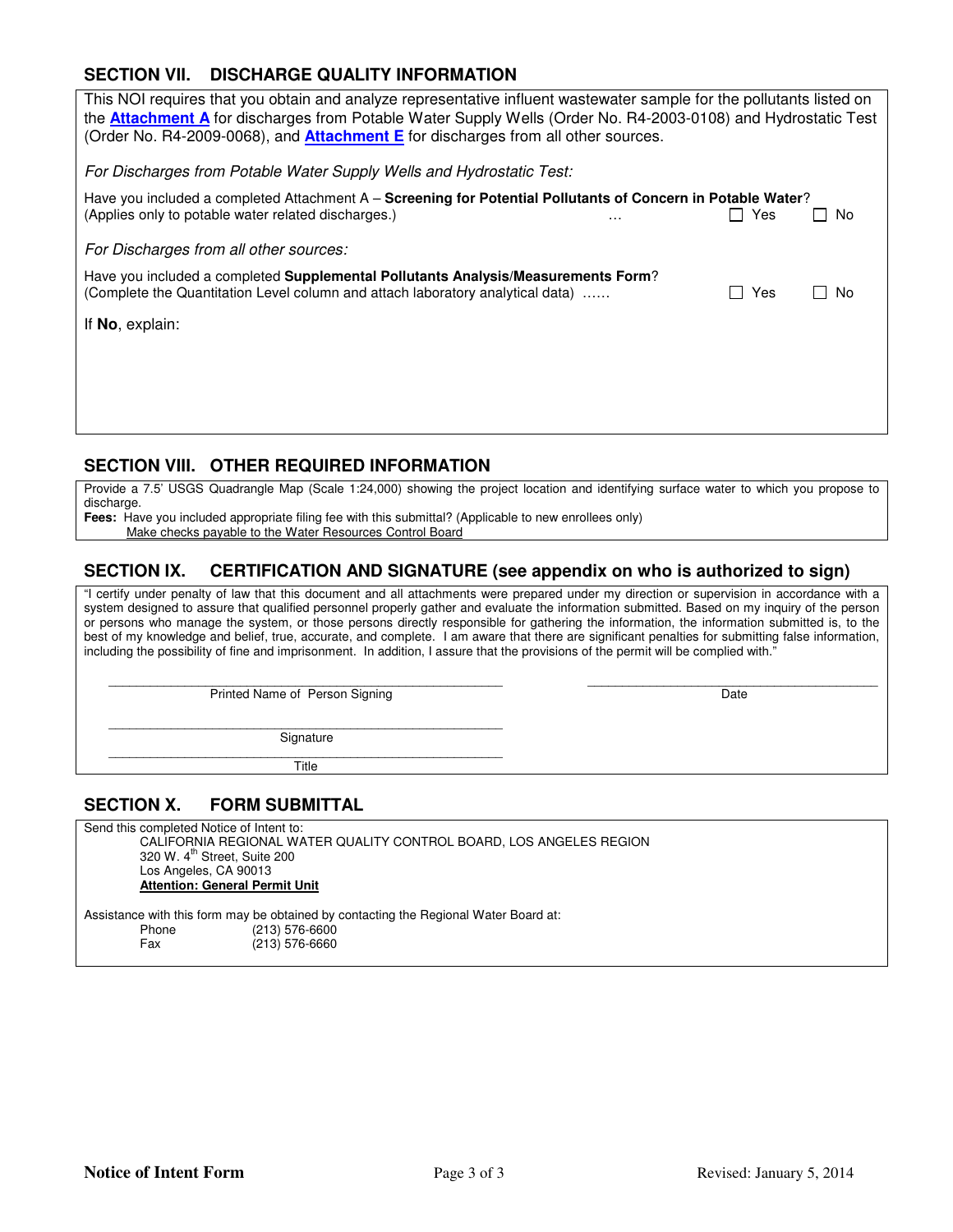## SECTION VII. DISCHARGE QUALITY INFORMATION

This NOI requires that you obtain and analyze representative influent wastewater sample for the pollutants listed on the **Attachment A** for discharges from Potable Water Supply Wells (Order No. R4-2003-0108) and Hydrostatic Test (Order No. R4-2009-0068), and **Attachment E** for discharges from all other sources.

*For Discharges from Potable Water Supply Wells and Hydrostatic Test:*

Have you included a completed Attachment A – **Screening for Potential Pollutants of Concern in Potable Water**? (Applies only to potable water related discharges.) … ☐ Yes ☐ No

*For Discharges from all other sources:*

Have you included a completed **Supplemental Pollutants Analysis/Measurements Form**? (Complete the Quantitation Level column and attach laboratory analytical data) …… ☐ Yes ☐ No

If **No**, explain:

## SECTION VIII. OTHER REQUIRED INFORMATION

Provide a 7.5' USGS Quadrangle Map (Scale 1:24,000) showing the project location and identifying surface water to which you propose to discharge.

**Fees:** Have you included appropriate filing fee with this submittal? (Applicable to new enrollees only)
Make checks payable to the Water Resources Control Board

## SECTION IX. CERTIFICATION AND SIGNATURE (see appendix on who is authorized to sign)

"I certify under penalty of law that this document and all attachments were prepared under my direction or supervision in accordance with a system designed to assure that qualified personnel properly gather and evaluate the information submitted. Based on my inquiry of the person or persons who manage the system, or those persons directly responsible for gathering the information, the information submitted is, to the best of my knowledge and belief, true, accurate, and complete. I am aware that there are significant penalties for submitting false information, including the possibility of fine and imprisonment. In addition, I assure that the provisions of the permit will be complied with."

_______________________________ Printed Name of Person Signing

_______________________________ Date

_______________________________ Signature

_______________________________ Title

## SECTION X. FORM SUBMITTAL

Send this completed Notice of Intent to:

CALIFORNIA REGIONAL WATER QUALITY CONTROL BOARD, LOS ANGELES REGION
320 W. 4th Street, Suite 200
Los Angeles, CA 90013
**Attention: General Permit Unit**

Assistance with this form may be obtained by contacting the Regional Water Board at:

Phone (213) 576-6600
Fax (213) 576-6660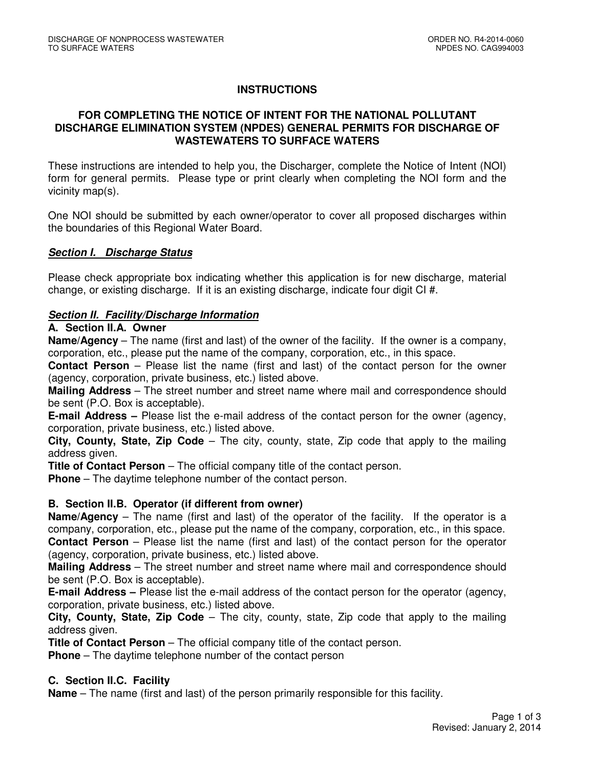# INSTRUCTIONS

## FOR COMPLETING THE NOTICE OF INTENT FOR THE NATIONAL POLLUTANT DISCHARGE ELIMINATION SYSTEM (NPDES) GENERAL PERMITS FOR DISCHARGE OF WASTEWATERS TO SURFACE WATERS

These instructions are intended to help you, the Discharger, complete the Notice of Intent (NOI) form for general permits. Please type or print clearly when completing the NOI form and the vicinity map(s).

One NOI should be submitted by each owner/operator to cover all proposed discharges within the boundaries of this Regional Water Board.

### ***Section I. Discharge Status***

Please check appropriate box indicating whether this application is for new discharge, material change, or existing discharge. If it is an existing discharge, indicate four digit CI #.

### ***Section II. Facility/Discharge Information***

#### A. Section II.A. Owner

**Name/Agency** – The name (first and last) of the owner of the facility. If the owner is a company, corporation, etc., please put the name of the company, corporation, etc., in this space.
**Contact Person** – Please list the name (first and last) of the contact person for the owner (agency, corporation, private business, etc.) listed above.
**Mailing Address** – The street number and street name where mail and correspondence should be sent (P.O. Box is acceptable).
**E-mail Address –** Please list the e-mail address of the contact person for the owner (agency, corporation, private business, etc.) listed above.
**City, County, State, Zip Code** – The city, county, state, Zip code that apply to the mailing address given.
**Title of Contact Person** – The official company title of the contact person.
**Phone** – The daytime telephone number of the contact person.

#### B. Section II.B. Operator (if different from owner)

**Name/Agency** – The name (first and last) of the operator of the facility. If the operator is a company, corporation, etc., please put the name of the company, corporation, etc., in this space.
**Contact Person** – Please list the name (first and last) of the contact person for the operator (agency, corporation, private business, etc.) listed above.
**Mailing Address** – The street number and street name where mail and correspondence should be sent (P.O. Box is acceptable).
**E-mail Address –** Please list the e-mail address of the contact person for the operator (agency, corporation, private business, etc.) listed above.
**City, County, State, Zip Code** – The city, county, state, Zip code that apply to the mailing address given.
**Title of Contact Person** – The official company title of the contact person.
**Phone** – The daytime telephone number of the contact person

#### C. Section II.C. Facility

**Name** – The name (first and last) of the person primarily responsible for this facility.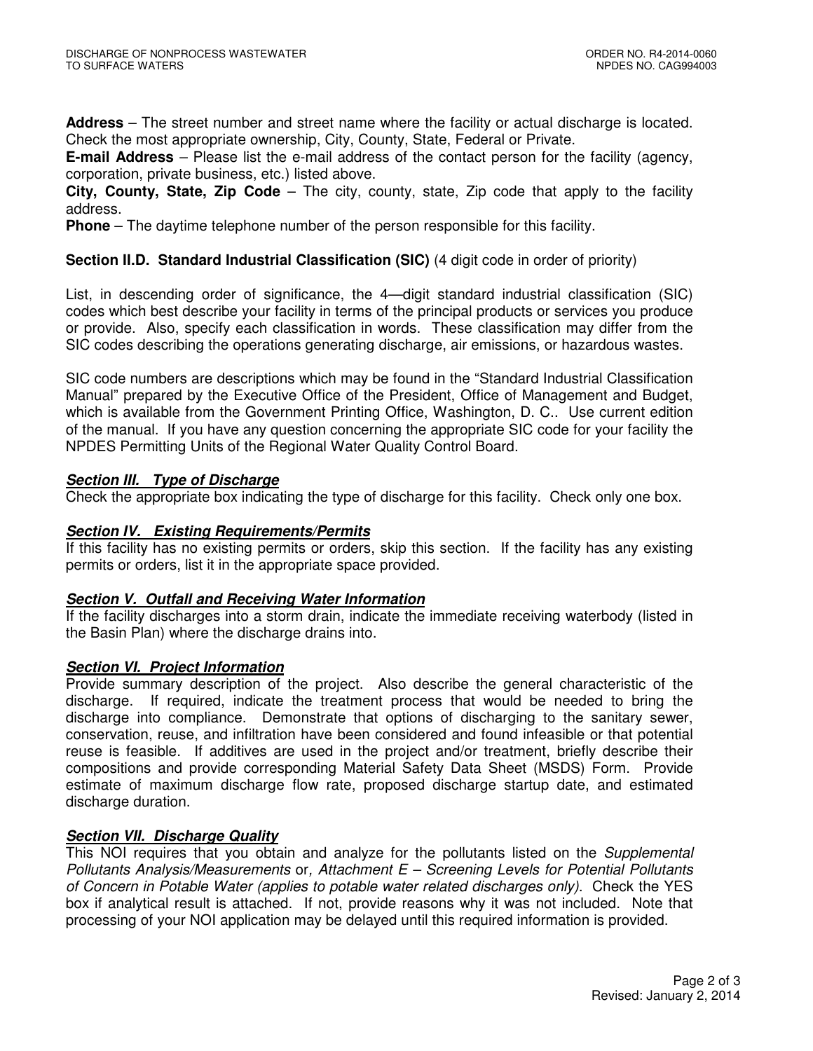**Address** – The street number and street name where the facility or actual discharge is located. Check the most appropriate ownership, City, County, State, Federal or Private.

**E-mail Address** – Please list the e-mail address of the contact person for the facility (agency, corporation, private business, etc.) listed above.

**City, County, State, Zip Code** – The city, county, state, Zip code that apply to the facility address.

**Phone** – The daytime telephone number of the person responsible for this facility.

**Section II.D. Standard Industrial Classification (SIC)** (4 digit code in order of priority)

List, in descending order of significance, the 4—digit standard industrial classification (SIC) codes which best describe your facility in terms of the principal products or services you produce or provide. Also, specify each classification in words. These classification may differ from the SIC codes describing the operations generating discharge, air emissions, or hazardous wastes.

SIC code numbers are descriptions which may be found in the "Standard Industrial Classification Manual" prepared by the Executive Office of the President, Office of Management and Budget, which is available from the Government Printing Office, Washington, D. C.. Use current edition of the manual. If you have any question concerning the appropriate SIC code for your facility the NPDES Permitting Units of the Regional Water Quality Control Board.

***Section III. Type of Discharge***

Check the appropriate box indicating the type of discharge for this facility. Check only one box.

***Section IV. Existing Requirements/Permits***

If this facility has no existing permits or orders, skip this section. If the facility has any existing permits or orders, list it in the appropriate space provided.

***Section V. Outfall and Receiving Water Information***

If the facility discharges into a storm drain, indicate the immediate receiving waterbody (listed in the Basin Plan) where the discharge drains into.

***Section VI. Project Information***

Provide summary description of the project. Also describe the general characteristic of the discharge. If required, indicate the treatment process that would be needed to bring the discharge into compliance. Demonstrate that options of discharging to the sanitary sewer, conservation, reuse, and infiltration have been considered and found infeasible or that potential reuse is feasible. If additives are used in the project and/or treatment, briefly describe their compositions and provide corresponding Material Safety Data Sheet (MSDS) Form. Provide estimate of maximum discharge flow rate, proposed discharge startup date, and estimated discharge duration.

***Section VII. Discharge Quality***

This NOI requires that you obtain and analyze for the pollutants listed on the *Supplemental Pollutants Analysis/Measurements* or*, Attachment E – Screening Levels for Potential Pollutants of Concern in Potable Water (applies to potable water related discharges only)*. Check the YES box if analytical result is attached. If not, provide reasons why it was not included. Note that processing of your NOI application may be delayed until this required information is provided.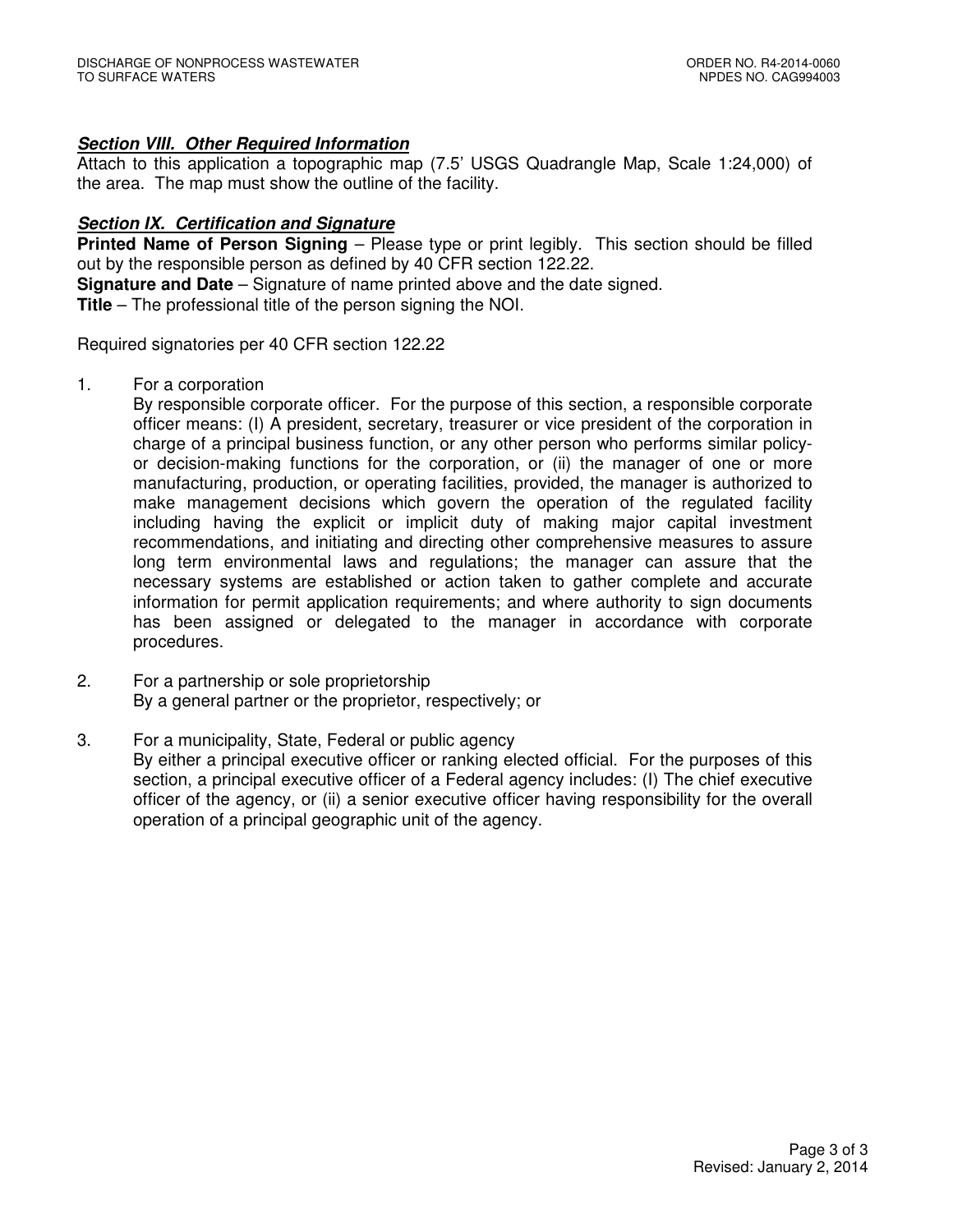### ***Section VIII. Other Required Information***

Attach to this application a topographic map (7.5' USGS Quadrangle Map, Scale 1:24,000) of the area. The map must show the outline of the facility.

### ***Section IX. Certification and Signature***

**Printed Name of Person Signing** – Please type or print legibly. This section should be filled out by the responsible person as defined by 40 CFR section 122.22.

**Signature and Date** – Signature of name printed above and the date signed.

**Title** – The professional title of the person signing the NOI.

Required signatories per 40 CFR section 122.22

1. For a corporation

   By responsible corporate officer. For the purpose of this section, a responsible corporate officer means: (I) A president, secretary, treasurer or vice president of the corporation in charge of a principal business function, or any other person who performs similar policy- or decision-making functions for the corporation, or (ii) the manager of one or more manufacturing, production, or operating facilities, provided, the manager is authorized to make management decisions which govern the operation of the regulated facility including having the explicit or implicit duty of making major capital investment recommendations, and initiating and directing other comprehensive measures to assure long term environmental laws and regulations; the manager can assure that the necessary systems are established or action taken to gather complete and accurate information for permit application requirements; and where authority to sign documents has been assigned or delegated to the manager in accordance with corporate procedures.

2. For a partnership or sole proprietorship

   By a general partner or the proprietor, respectively; or

3. For a municipality, State, Federal or public agency

   By either a principal executive officer or ranking elected official. For the purposes of this section, a principal executive officer of a Federal agency includes: (I) The chief executive officer of the agency, or (ii) a senior executive officer having responsibility for the overall operation of a principal geographic unit of the agency.